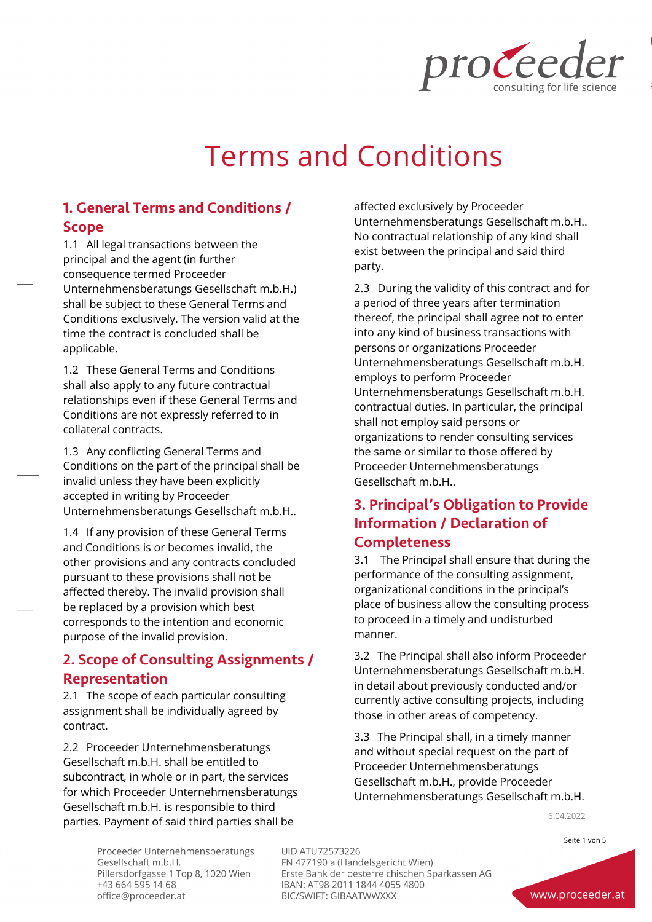# Terms and Conditions

## 1. General Terms and Conditions / Scope

1.1 All legal transactions between the principal and the agent (in further consequence termed Proceeder Unternehmensberatungs Gesellschaft m.b.H.) shall be subject to these General Terms and Conditions exclusively. The version valid at the time the contract is concluded shall be applicable.

1.2 These General Terms and Conditions shall also apply to any future contractual relationships even if these General Terms and Conditions are not expressly referred to in collateral contracts.

1.3 Any conflicting General Terms and Conditions on the part of the principal shall be invalid unless they have been explicitly accepted in writing by Proceeder Unternehmensberatungs Gesellschaft m.b.H..

1.4 If any provision of these General Terms and Conditions is or becomes invalid, the other provisions and any contracts concluded pursuant to these provisions shall not be affected thereby. The invalid provision shall be replaced by a provision which best corresponds to the intention and economic purpose of the invalid provision.

## 2. Scope of Consulting Assignments / Representation

2.1 The scope of each particular consulting assignment shall be individually agreed by contract.

2.2 Proceeder Unternehmensberatungs Gesellschaft m.b.H. shall be entitled to subcontract, in whole or in part, the services for which Proceeder Unternehmensberatungs Gesellschaft m.b.H. is responsible to third parties. Payment of said third parties shall be affected exclusively by Proceeder Unternehmensberatungs Gesellschaft m.b.H.. No contractual relationship of any kind shall exist between the principal and said third party.

2.3 During the validity of this contract and for a period of three years after termination thereof, the principal shall agree not to enter into any kind of business transactions with persons or organizations Proceeder Unternehmensberatungs Gesellschaft m.b.H. employs to perform Proceeder Unternehmensberatungs Gesellschaft m.b.H. contractual duties. In particular, the principal shall not employ said persons or organizations to render consulting services the same or similar to those offered by Proceeder Unternehmensberatungs Gesellschaft m.b.H..

## 3. Principal's Obligation to Provide Information / Declaration of Completeness

3.1 The Principal shall ensure that during the performance of the consulting assignment, organizational conditions in the principal's place of business allow the consulting process to proceed in a timely and undisturbed manner.

3.2 The Principal shall also inform Proceeder Unternehmensberatungs Gesellschaft m.b.H. in detail about previously conducted and/or currently active consulting projects, including those in other areas of competency.

3.3 The Principal shall, in a timely manner and without special request on the part of Proceeder Unternehmensberatungs Gesellschaft m.b.H., provide Proceeder Unternehmensberatungs Gesellschaft m.b.H.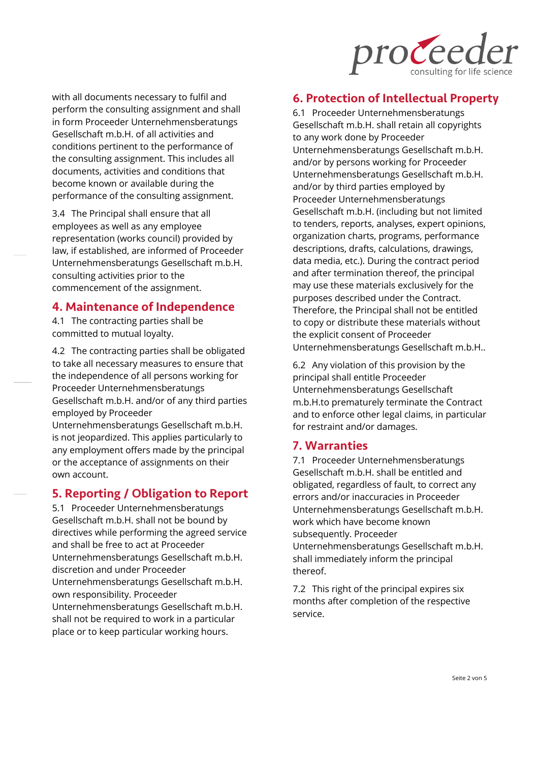with all documents necessary to fulfil and perform the consulting assignment and shall in form Proceeder Unternehmensberatungs Gesellschaft m.b.H. of all activities and conditions pertinent to the performance of the consulting assignment. This includes all documents, activities and conditions that become known or available during the performance of the consulting assignment.

3.4 The Principal shall ensure that all employees as well as any employee representation (works council) provided by law, if established, are informed of Proceeder Unternehmensberatungs Gesellschaft m.b.H. consulting activities prior to the commencement of the assignment.

## 4. Maintenance of Independence

4.1 The contracting parties shall be committed to mutual loyalty.

4.2 The contracting parties shall be obligated to take all necessary measures to ensure that the independence of all persons working for Proceeder Unternehmensberatungs Gesellschaft m.b.H. and/or of any third parties employed by Proceeder Unternehmensberatungs Gesellschaft m.b.H. is not jeopardized. This applies particularly to any employment offers made by the principal or the acceptance of assignments on their own account.

## 5. Reporting / Obligation to Report

5.1 Proceeder Unternehmensberatungs Gesellschaft m.b.H. shall not be bound by directives while performing the agreed service and shall be free to act at Proceeder Unternehmensberatungs Gesellschaft m.b.H. discretion and under Proceeder Unternehmensberatungs Gesellschaft m.b.H. own responsibility. Proceeder Unternehmensberatungs Gesellschaft m.b.H. shall not be required to work in a particular place or to keep particular working hours.

## 6. Protection of Intellectual Property

6.1 Proceeder Unternehmensberatungs Gesellschaft m.b.H. shall retain all copyrights to any work done by Proceeder Unternehmensberatungs Gesellschaft m.b.H. and/or by persons working for Proceeder Unternehmensberatungs Gesellschaft m.b.H. and/or by third parties employed by Proceeder Unternehmensberatungs Gesellschaft m.b.H. (including but not limited to tenders, reports, analyses, expert opinions, organization charts, programs, performance descriptions, drafts, calculations, drawings, data media, etc.). During the contract period and after termination thereof, the principal may use these materials exclusively for the purposes described under the Contract. Therefore, the Principal shall not be entitled to copy or distribute these materials without the explicit consent of Proceeder Unternehmensberatungs Gesellschaft m.b.H..

6.2 Any violation of this provision by the principal shall entitle Proceeder Unternehmensberatungs Gesellschaft m.b.H.to prematurely terminate the Contract and to enforce other legal claims, in particular for restraint and/or damages.

## 7. Warranties

7.1 Proceeder Unternehmensberatungs Gesellschaft m.b.H. shall be entitled and obligated, regardless of fault, to correct any errors and/or inaccuracies in Proceeder Unternehmensberatungs Gesellschaft m.b.H. work which have become known subsequently. Proceeder Unternehmensberatungs Gesellschaft m.b.H. shall immediately inform the principal thereof.

7.2 This right of the principal expires six months after completion of the respective service.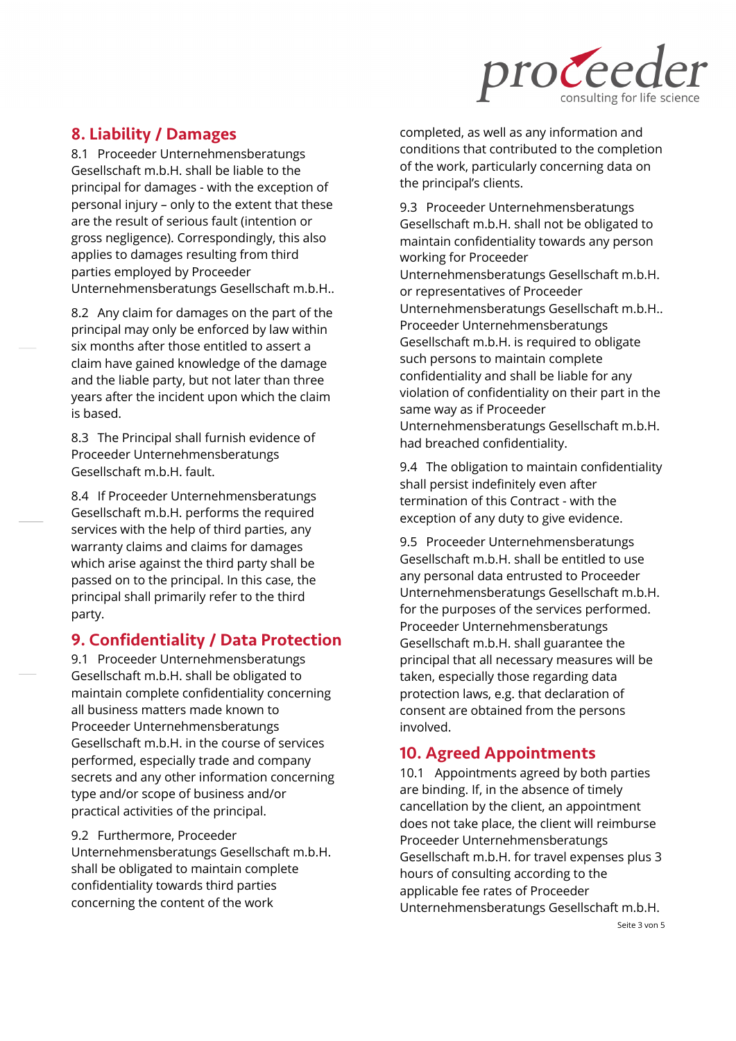## 8. Liability / Damages

8.1 Proceeder Unternehmensberatungs Gesellschaft m.b.H. shall be liable to the principal for damages - with the exception of personal injury – only to the extent that these are the result of serious fault (intention or gross negligence). Correspondingly, this also applies to damages resulting from third parties employed by Proceeder Unternehmensberatungs Gesellschaft m.b.H..

8.2 Any claim for damages on the part of the principal may only be enforced by law within six months after those entitled to assert a claim have gained knowledge of the damage and the liable party, but not later than three years after the incident upon which the claim is based.

8.3 The Principal shall furnish evidence of Proceeder Unternehmensberatungs Gesellschaft m.b.H. fault.

8.4 If Proceeder Unternehmensberatungs Gesellschaft m.b.H. performs the required services with the help of third parties, any warranty claims and claims for damages which arise against the third party shall be passed on to the principal. In this case, the principal shall primarily refer to the third party.

## 9. Confidentiality / Data Protection

9.1 Proceeder Unternehmensberatungs Gesellschaft m.b.H. shall be obligated to maintain complete confidentiality concerning all business matters made known to Proceeder Unternehmensberatungs Gesellschaft m.b.H. in the course of services performed, especially trade and company secrets and any other information concerning type and/or scope of business and/or practical activities of the principal.

9.2 Furthermore, Proceeder Unternehmensberatungs Gesellschaft m.b.H. shall be obligated to maintain complete confidentiality towards third parties concerning the content of the work completed, as well as any information and conditions that contributed to the completion of the work, particularly concerning data on the principal's clients.

9.3 Proceeder Unternehmensberatungs Gesellschaft m.b.H. shall not be obligated to maintain confidentiality towards any person working for Proceeder Unternehmensberatungs Gesellschaft m.b.H. or representatives of Proceeder Unternehmensberatungs Gesellschaft m.b.H.. Proceeder Unternehmensberatungs Gesellschaft m.b.H. is required to obligate such persons to maintain complete confidentiality and shall be liable for any violation of confidentiality on their part in the same way as if Proceeder Unternehmensberatungs Gesellschaft m.b.H. had breached confidentiality.

9.4 The obligation to maintain confidentiality shall persist indefinitely even after termination of this Contract - with the exception of any duty to give evidence.

9.5 Proceeder Unternehmensberatungs Gesellschaft m.b.H. shall be entitled to use any personal data entrusted to Proceeder Unternehmensberatungs Gesellschaft m.b.H. for the purposes of the services performed. Proceeder Unternehmensberatungs Gesellschaft m.b.H. shall guarantee the principal that all necessary measures will be taken, especially those regarding data protection laws, e.g. that declaration of consent are obtained from the persons involved.

## 10. Agreed Appointments

10.1 Appointments agreed by both parties are binding. If, in the absence of timely cancellation by the client, an appointment does not take place, the client will reimburse Proceeder Unternehmensberatungs Gesellschaft m.b.H. for travel expenses plus 3 hours of consulting according to the applicable fee rates of Proceeder Unternehmensberatungs Gesellschaft m.b.H.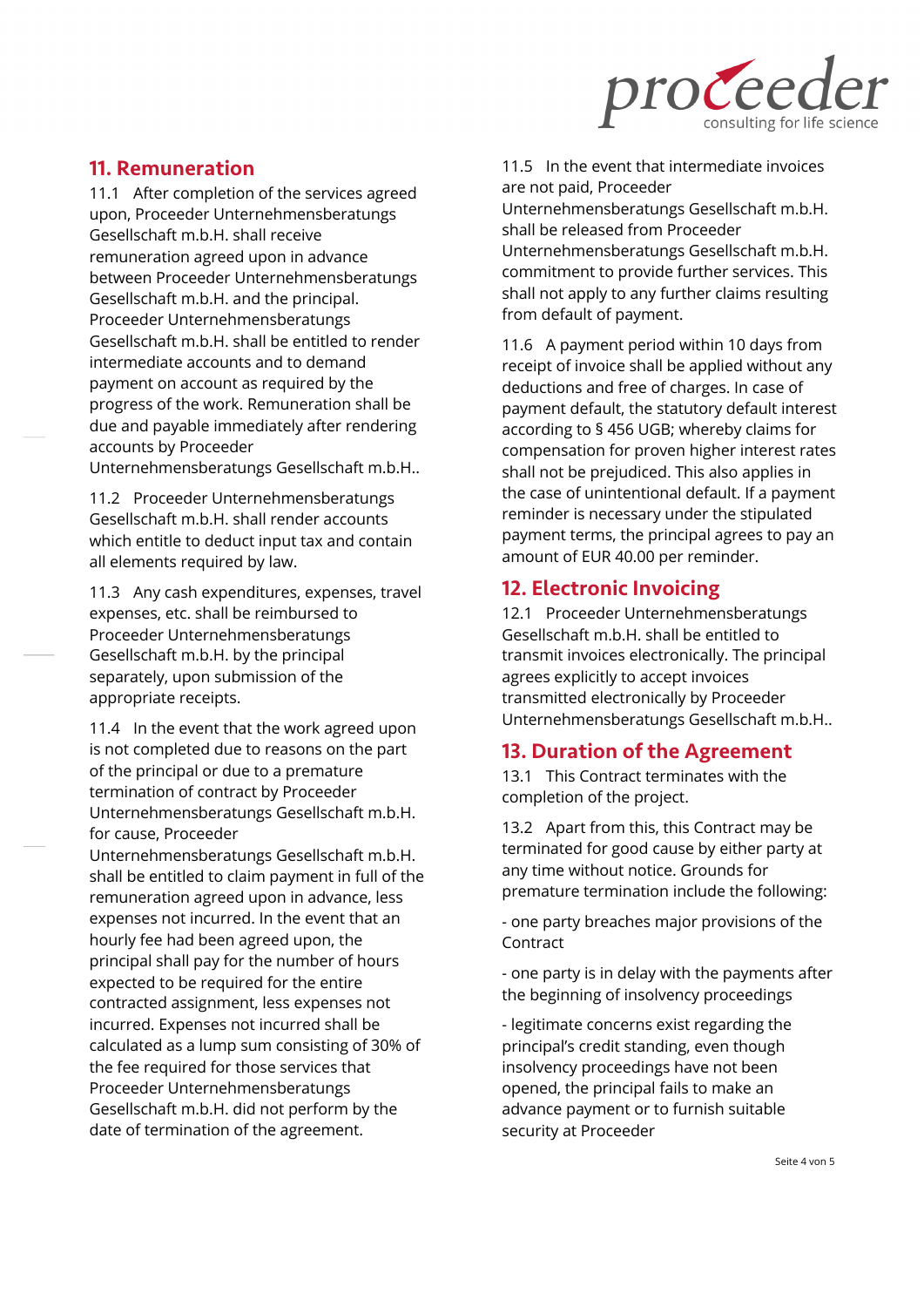## 11. Remuneration

11.1 After completion of the services agreed upon, Proceeder Unternehmensberatungs Gesellschaft m.b.H. shall receive remuneration agreed upon in advance between Proceeder Unternehmensberatungs Gesellschaft m.b.H. and the principal. Proceeder Unternehmensberatungs Gesellschaft m.b.H. shall be entitled to render intermediate accounts and to demand payment on account as required by the progress of the work. Remuneration shall be due and payable immediately after rendering accounts by Proceeder Unternehmensberatungs Gesellschaft m.b.H..

11.2 Proceeder Unternehmensberatungs Gesellschaft m.b.H. shall render accounts which entitle to deduct input tax and contain all elements required by law.

11.3 Any cash expenditures, expenses, travel expenses, etc. shall be reimbursed to Proceeder Unternehmensberatungs Gesellschaft m.b.H. by the principal separately, upon submission of the appropriate receipts.

11.4 In the event that the work agreed upon is not completed due to reasons on the part of the principal or due to a premature termination of contract by Proceeder Unternehmensberatungs Gesellschaft m.b.H. for cause, Proceeder Unternehmensberatungs Gesellschaft m.b.H. shall be entitled to claim payment in full of the remuneration agreed upon in advance, less expenses not incurred. In the event that an hourly fee had been agreed upon, the principal shall pay for the number of hours expected to be required for the entire contracted assignment, less expenses not incurred. Expenses not incurred shall be calculated as a lump sum consisting of 30% of the fee required for those services that Proceeder Unternehmensberatungs Gesellschaft m.b.H. did not perform by the date of termination of the agreement.

11.5 In the event that intermediate invoices are not paid, Proceeder Unternehmensberatungs Gesellschaft m.b.H. shall be released from Proceeder Unternehmensberatungs Gesellschaft m.b.H. commitment to provide further services. This shall not apply to any further claims resulting from default of payment.

11.6 A payment period within 10 days from receipt of invoice shall be applied without any deductions and free of charges. In case of payment default, the statutory default interest according to § 456 UGB; whereby claims for compensation for proven higher interest rates shall not be prejudiced. This also applies in the case of unintentional default. If a payment reminder is necessary under the stipulated payment terms, the principal agrees to pay an amount of EUR 40.00 per reminder.

## 12. Electronic Invoicing

12.1 Proceeder Unternehmensberatungs Gesellschaft m.b.H. shall be entitled to transmit invoices electronically. The principal agrees explicitly to accept invoices transmitted electronically by Proceeder Unternehmensberatungs Gesellschaft m.b.H..

## 13. Duration of the Agreement

13.1 This Contract terminates with the completion of the project.

13.2 Apart from this, this Contract may be terminated for good cause by either party at any time without notice. Grounds for premature termination include the following:

- one party breaches major provisions of the Contract

- one party is in delay with the payments after the beginning of insolvency proceedings

- legitimate concerns exist regarding the principal's credit standing, even though insolvency proceedings have not been opened, the principal fails to make an advance payment or to furnish suitable security at Proceeder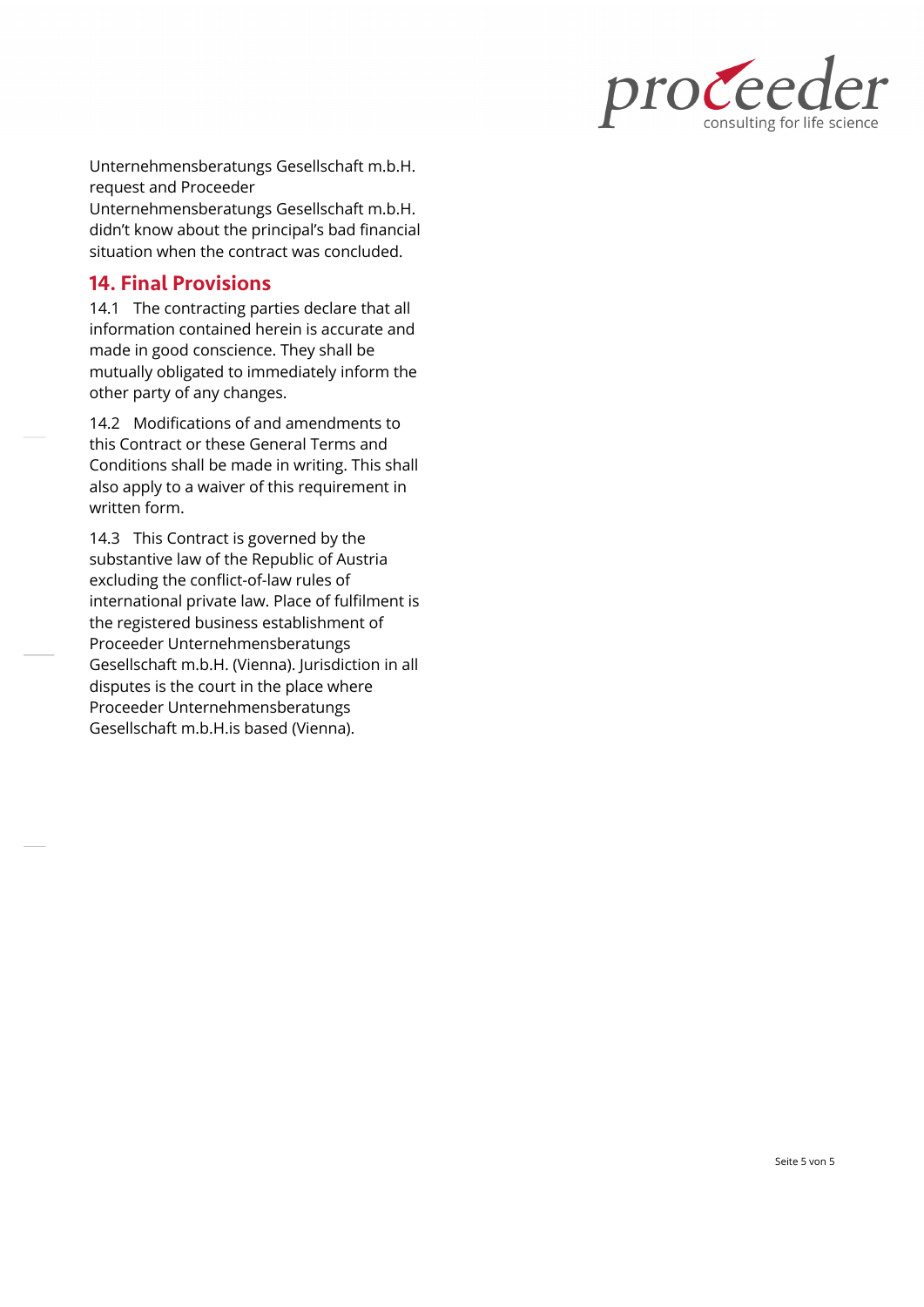Unternehmensberatungs Gesellschaft m.b.H. request and Proceeder Unternehmensberatungs Gesellschaft m.b.H. didn't know about the principal's bad financial situation when the contract was concluded.

## 14. Final Provisions

14.1 The contracting parties declare that all information contained herein is accurate and made in good conscience. They shall be mutually obligated to immediately inform the other party of any changes.

14.2 Modifications of and amendments to this Contract or these General Terms and Conditions shall be made in writing. This shall also apply to a waiver of this requirement in written form.

14.3 This Contract is governed by the substantive law of the Republic of Austria excluding the conflict-of-law rules of international private law. Place of fulfilment is the registered business establishment of Proceeder Unternehmensberatungs Gesellschaft m.b.H. (Vienna). Jurisdiction in all disputes is the court in the place where Proceeder Unternehmensberatungs Gesellschaft m.b.H.is based (Vienna).